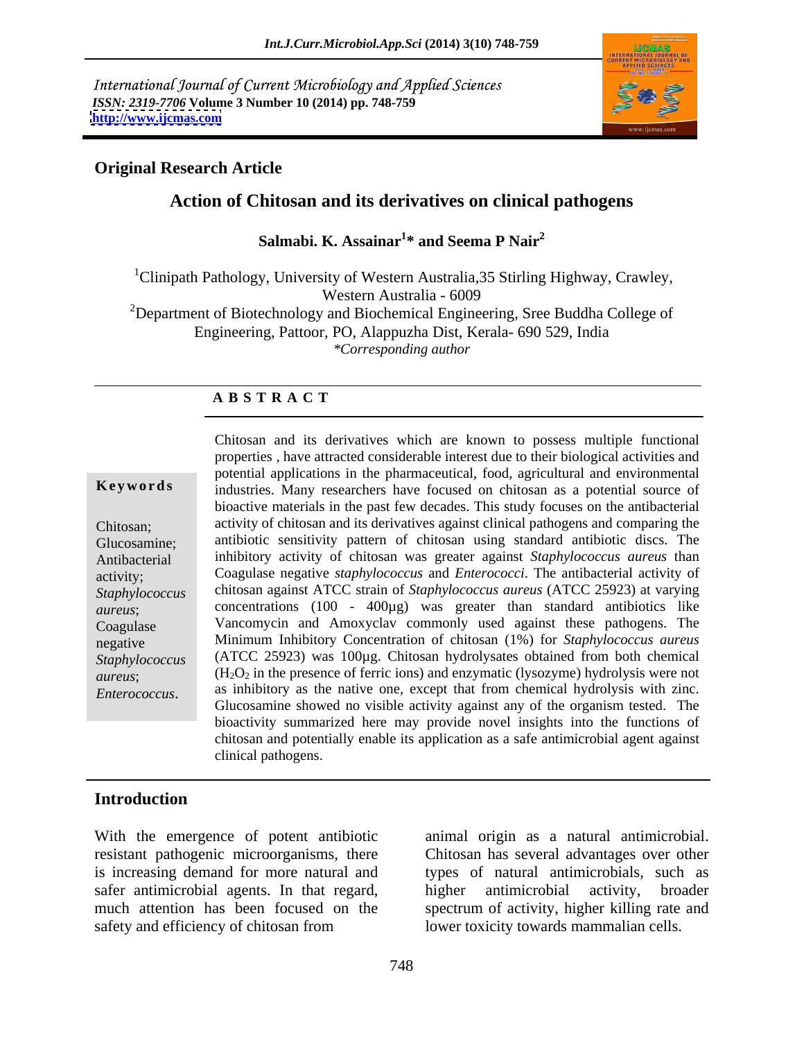International Journal of Current Microbiology and Applied Sciences
*ISSN: 2319-7706* **Volume 3 Number 10 (2014) pp. 748-759**
**http://www.ijcmas.com**

## Original Research Article

# Action of Chitosan and its derivatives on clinical pathogens

**Salmabi. K. Assainar[1]* and Seema P Nair[2]**

[1]Clinipath Pathology, University of Western Australia,35 Stirling Highway, Crawley, Western Australia - 6009
[2]Department of Biotechnology and Biochemical Engineering, Sree Buddha College of Engineering, Pattoor, PO, Alappuzha Dist, Kerala- 690 529, India
*\*Corresponding author*

### A B S T R A C T

**Keywords**

Chitosan; Glucosamine; Antibacterial activity; *Staphylococcus aureus*; Coagulase negative *Staphylococcus aureus*; *Enterococcus*.

Chitosan and its derivatives which are known to possess multiple functional properties , have attracted considerable interest due to their biological activities and potential applications in the pharmaceutical, food, agricultural and environmental industries. Many researchers have focused on chitosan as a potential source of bioactive materials in the past few decades. This study focuses on the antibacterial activity of chitosan and its derivatives against clinical pathogens and comparing the antibiotic sensitivity pattern of chitosan using standard antibiotic discs. The inhibitory activity of chitosan was greater against *Staphylococcus aureus* than Coagulase negative *staphylococcus* and *Enterococci*. The antibacterial activity of chitosan against ATCC strain of *Staphylococcus aureus* (ATCC 25923) at varying concentrations (100 - 400µg) was greater than standard antibiotics like Vancomycin and Amoxyclav commonly used against these pathogens. The Minimum Inhibitory Concentration of chitosan (1%) for *Staphylococcus aureus* (ATCC 25923) was 100µg. Chitosan hydrolysates obtained from both chemical ($H_2O_2$ in the presence of ferric ions) and enzymatic (lysozyme) hydrolysis were not as inhibitory as the native one, except that from chemical hydrolysis with zinc. Glucosamine showed no visible activity against any of the organism tested. The bioactivity summarized here may provide novel insights into the functions of chitosan and potentially enable its application as a safe antimicrobial agent against clinical pathogens.

## Introduction

With the emergence of potent antibiotic resistant pathogenic microorganisms, there is increasing demand for more natural and safer antimicrobial agents. In that regard, much attention has been focused on the safety and efficiency of chitosan from animal origin as a natural antimicrobial. Chitosan has several advantages over other types of natural antimicrobials, such as higher antimicrobial activity, broader spectrum of activity, higher killing rate and lower toxicity towards mammalian cells.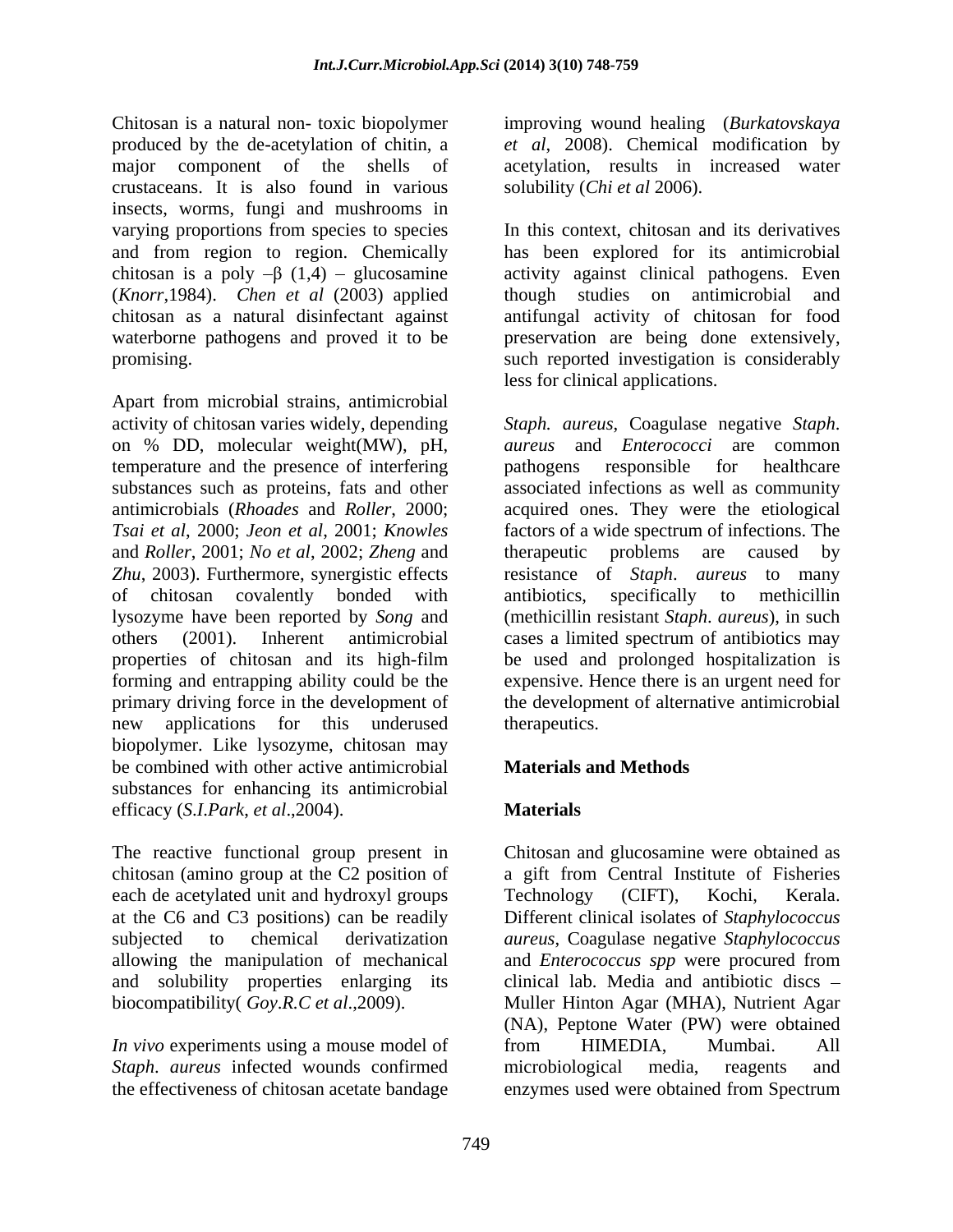Chitosan is a natural non- toxic biopolymer produced by the de-acetylation of chitin, a major component of the shells of crustaceans. It is also found in various insects, worms, fungi and mushrooms in varying proportions from species to species and from region to region. Chemically chitosan is a poly –β (1,4) – glucosamine (*Knorr*,1984). *Chen et al* (2003) applied chitosan as a natural disinfectant against waterborne pathogens and proved it to be promising.

Apart from microbial strains, antimicrobial activity of chitosan varies widely, depending on % DD, molecular weight(MW), pH, temperature and the presence of interfering substances such as proteins, fats and other antimicrobials (*Rhoades* and *Roller*, 2000; *Tsai et al*, 2000; *Jeon et al*, 2001; *Knowles* and *Roller*, 2001; *No et al*, 2002; *Zheng* and *Zhu*, 2003). Furthermore, synergistic effects of chitosan covalently bonded with lysozyme have been reported by *Song* and others (2001). Inherent antimicrobial properties of chitosan and its high-film forming and entrapping ability could be the primary driving force in the development of new applications for this underused biopolymer. Like lysozyme, chitosan may be combined with other active antimicrobial substances for enhancing its antimicrobial efficacy (*S.I.Park*, *et al*.,2004).

The reactive functional group present in chitosan (amino group at the C2 position of each de acetylated unit and hydroxyl groups at the C6 and C3 positions) can be readily subjected to chemical derivatization allowing the manipulation of mechanical and solubility properties enlarging its biocompatibility( *Goy.R.C et al*.,2009).

*In vivo* experiments using a mouse model of *Staph*. *aureus* infected wounds confirmed the effectiveness of chitosan acetate bandage improving wound healing (*Burkatovskaya et al*, 2008). Chemical modification by acetylation, results in increased water solubility (*Chi et al* 2006).

In this context, chitosan and its derivatives has been explored for its antimicrobial activity against clinical pathogens. Even though studies on antimicrobial and antifungal activity of chitosan for food preservation are being done extensively, such reported investigation is considerably less for clinical applications.

*Staph. aureus*, Coagulase negative *Staph. aureus* and *Enterococci* are common pathogens responsible for healthcare associated infections as well as community acquired ones. They were the etiological factors of a wide spectrum of infections. The therapeutic problems are caused by resistance of *Staph*. *aureus* to many antibiotics, specifically to methicillin (methicillin resistant *Staph*. *aureus*), in such cases a limited spectrum of antibiotics may be used and prolonged hospitalization is expensive. Hence there is an urgent need for the development of alternative antimicrobial therapeutics.

## Materials and Methods

### Materials

Chitosan and glucosamine were obtained as a gift from Central Institute of Fisheries Technology (CIFT), Kochi, Kerala. Different clinical isolates of *Staphylococcus aureus*, Coagulase negative *Staphylococcus* and *Enterococcus spp* were procured from clinical lab. Media and antibiotic discs – Muller Hinton Agar (MHA), Nutrient Agar (NA), Peptone Water (PW) were obtained from HIMEDIA, Mumbai. All microbiological media, reagents and enzymes used were obtained from Spectrum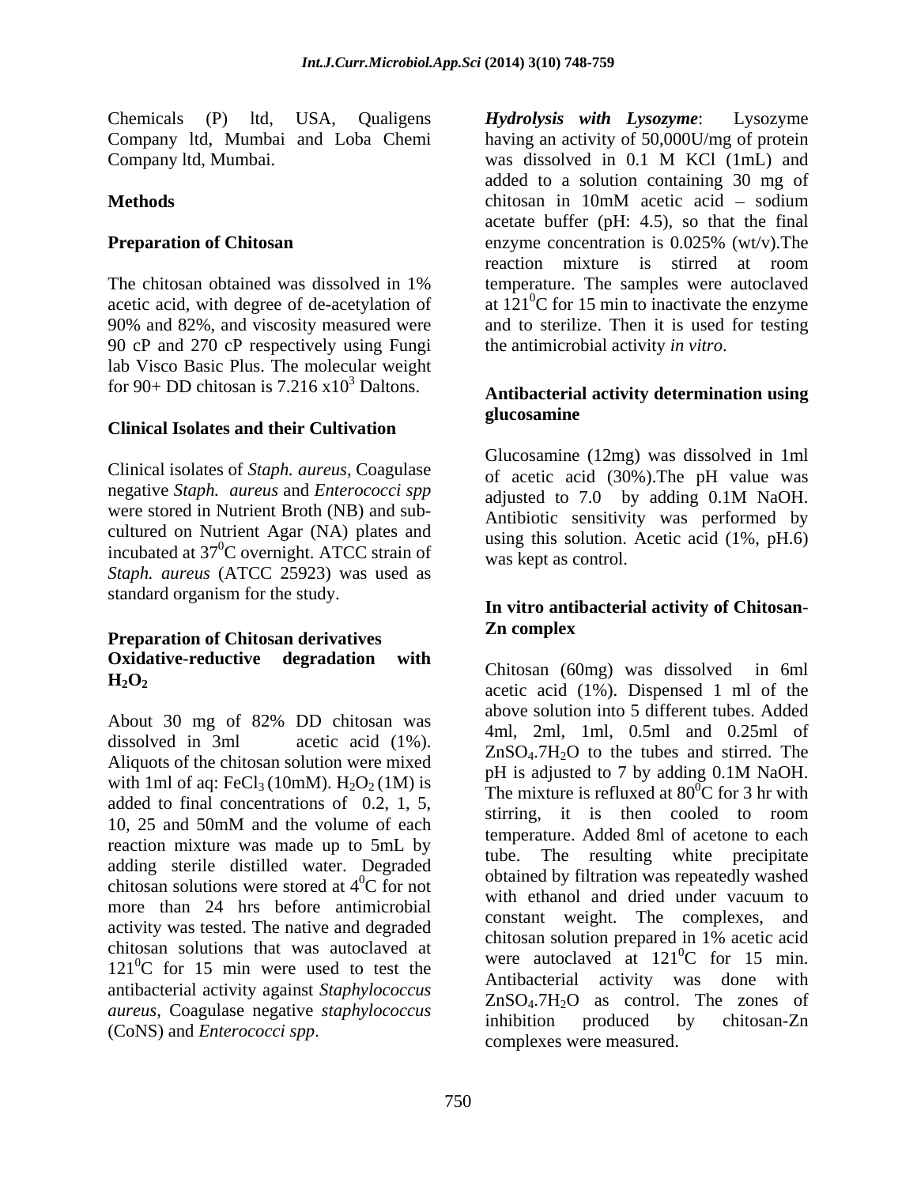Chemicals (P) ltd, USA, Qualigens Company ltd, Mumbai and Loba Chemi Company ltd, Mumbai.

## Methods

### Preparation of Chitosan

The chitosan obtained was dissolved in 1% acetic acid, with degree of de-acetylation of 90% and 82%, and viscosity measured were 90 cP and 270 cP respectively using Fungi lab Visco Basic Plus. The molecular weight for 90+ DD chitosan is 7.216 x$10^3$ Daltons.

### Clinical Isolates and their Cultivation

Clinical isolates of *Staph. aureus*, Coagulase negative *Staph. aureus* and *Enterococci spp* were stored in Nutrient Broth (NB) and sub-cultured on Nutrient Agar (NA) plates and incubated at $37^0$C overnight. ATCC strain of *Staph. aureus* (ATCC 25923) was used as standard organism for the study.

### Preparation of Chitosan derivatives

**Oxidative-reductive degradation with $H_2O_2$**

About 30 mg of 82% DD chitosan was dissolved in 3ml acetic acid (1%). Aliquots of the chitosan solution were mixed with 1ml of aq: $FeCl_3$ (10mM). $H_2O_2$ (1M) is added to final concentrations of 0.2, 1, 5, 10, 25 and 50mM and the volume of each reaction mixture was made up to 5mL by adding sterile distilled water. Degraded chitosan solutions were stored at $4^0$C for not more than 24 hrs before antimicrobial activity was tested. The native and degraded chitosan solutions that was autoclaved at $121^0$C for 15 min were used to test the antibacterial activity against *Staphylococcus aureus*, Coagulase negative *staphylococcus* (CoNS) and *Enterococci spp*.

***Hydrolysis with Lysozyme***: Lysozyme having an activity of 50,000U/mg of protein was dissolved in 0.1 M KCl (1mL) and added to a solution containing 30 mg of chitosan in 10mM acetic acid – sodium acetate buffer (pH: 4.5), so that the final enzyme concentration is 0.025% (wt/v).The reaction mixture is stirred at room temperature. The samples were autoclaved at $121^0$C for 15 min to inactivate the enzyme and to sterilize. Then it is used for testing the antimicrobial activity *in vitro*.

### Antibacterial activity determination using glucosamine

Glucosamine (12mg) was dissolved in 1ml of acetic acid (30%).The pH value was adjusted to 7.0 by adding 0.1M NaOH. Antibiotic sensitivity was performed by using this solution. Acetic acid (1%, pH.6) was kept as control.

### In vitro antibacterial activity of Chitosan-Zn complex

Chitosan (60mg) was dissolved in 6ml acetic acid (1%). Dispensed 1 ml of the above solution into 5 different tubes. Added 4ml, 2ml, 1ml, 0.5ml and 0.25ml of $ZnSO_4.7H_2O$ to the tubes and stirred. The pH is adjusted to 7 by adding 0.1M NaOH. The mixture is refluxed at $80^0$C for 3 hr with stirring, it is then cooled to room temperature. Added 8ml of acetone to each tube. The resulting white precipitate obtained by filtration was repeatedly washed with ethanol and dried under vacuum to constant weight. The complexes, and chitosan solution prepared in 1% acetic acid were autoclaved at $121^0$C for 15 min. Antibacterial activity was done with $ZnSO_4.7H_2O$ as control. The zones of inhibition produced by chitosan-Zn complexes were measured.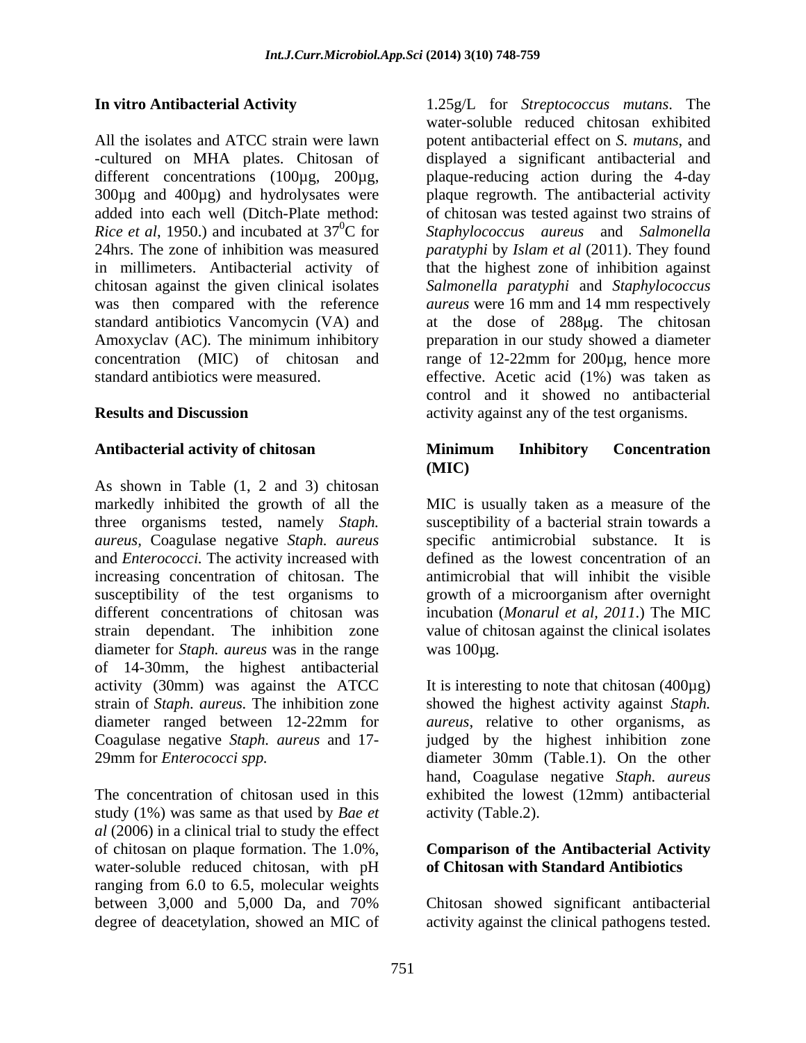### In vitro Antibacterial Activity

All the isolates and ATCC strain were lawn -cultured on MHA plates. Chitosan of different concentrations (100µg, 200µg, 300µg and 400µg) and hydrolysates were added into each well (Ditch-Plate method: *Rice et al*, 1950.) and incubated at $37^0$C for 24hrs. The zone of inhibition was measured in millimeters. Antibacterial activity of chitosan against the given clinical isolates was then compared with the reference standard antibiotics Vancomycin (VA) and Amoxyclav (AC). The minimum inhibitory concentration (MIC) of chitosan and standard antibiotics were measured.

## Results and Discussion

### Antibacterial activity of chitosan

As shown in Table (1, 2 and 3) chitosan markedly inhibited the growth of all the three organisms tested, namely *Staph. aureus*, Coagulase negative *Staph. aureus* and *Enterococci.* The activity increased with increasing concentration of chitosan. The susceptibility of the test organisms to different concentrations of chitosan was strain dependant. The inhibition zone diameter for *Staph. aureus* was in the range of 14-30mm, the highest antibacterial activity (30mm) was against the ATCC strain of *Staph. aureus.* The inhibition zone diameter ranged between 12-22mm for Coagulase negative *Staph. aureus* and 17-29mm for *Enterococci spp.*

The concentration of chitosan used in this study (1%) was same as that used by *Bae et al* (2006) in a clinical trial to study the effect of chitosan on plaque formation. The 1.0%, water-soluble reduced chitosan, with pH ranging from 6.0 to 6.5, molecular weights between 3,000 and 5,000 Da, and 70% degree of deacetylation, showed an MIC of 1.25g/L for *Streptococcus mutans*. The water-soluble reduced chitosan exhibited potent antibacterial effect on *S. mutans*, and displayed a significant antibacterial and plaque-reducing action during the 4-day plaque regrowth. The antibacterial activity of chitosan was tested against two strains of *Staphylococcus aureus* and *Salmonella paratyphi* by *Islam et al* (2011). They found that the highest zone of inhibition against *Salmonella paratyphi* and *Staphylococcus aureus* were 16 mm and 14 mm respectively at the dose of 288μg. The chitosan preparation in our study showed a diameter range of 12-22mm for 200µg, hence more effective. Acetic acid (1%) was taken as control and it showed no antibacterial activity against any of the test organisms.

### Minimum Inhibitory Concentration (MIC)

MIC is usually taken as a measure of the susceptibility of a bacterial strain towards a specific antimicrobial substance. It is defined as the lowest concentration of an antimicrobial that will inhibit the visible growth of a microorganism after overnight incubation (*Monarul et al, 2011*.) The MIC value of chitosan against the clinical isolates was 100μg.

It is interesting to note that chitosan (400µg) showed the highest activity against *Staph. aureus*, relative to other organisms, as judged by the highest inhibition zone diameter 30mm (Table.1). On the other hand, Coagulase negative *Staph. aureus* exhibited the lowest (12mm) antibacterial activity (Table.2).

### Comparison of the Antibacterial Activity of Chitosan with Standard Antibiotics

Chitosan showed significant antibacterial activity against the clinical pathogens tested.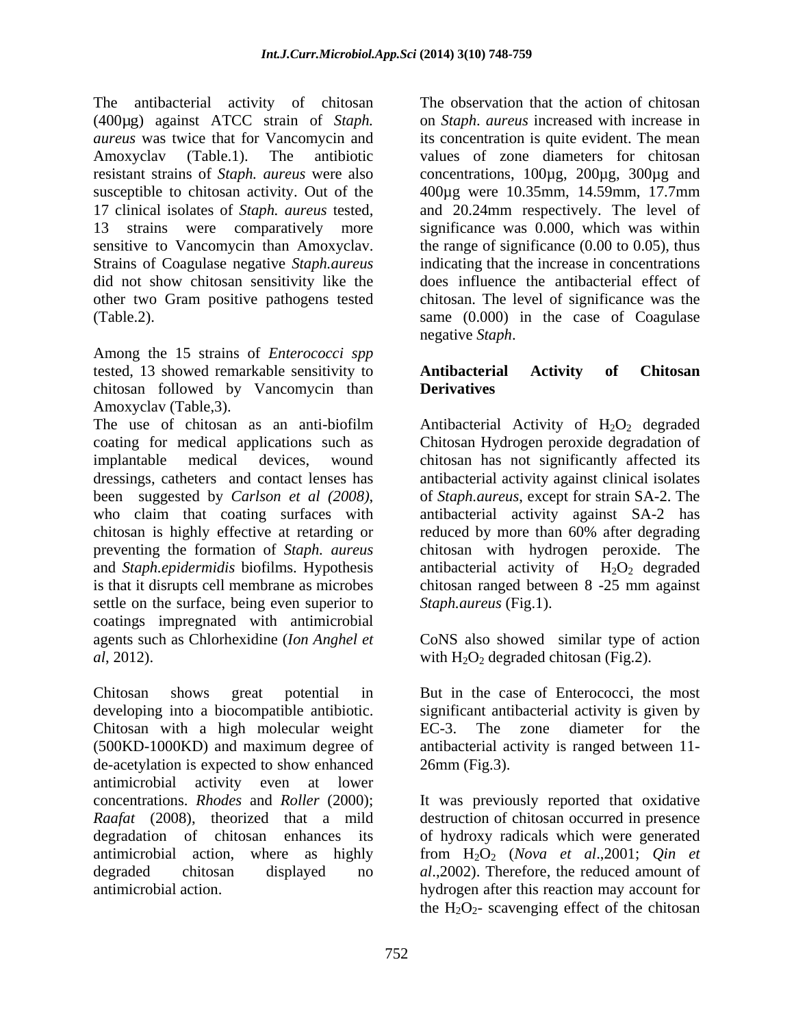The antibacterial activity of chitosan (400µg) against ATCC strain of *Staph. aureus* was twice that for Vancomycin and Amoxyclav (Table.1). The antibiotic resistant strains of *Staph. aureus* were also susceptible to chitosan activity. Out of the 17 clinical isolates of *Staph. aureus* tested, 13 strains were comparatively more sensitive to Vancomycin than Amoxyclav. Strains of Coagulase negative *Staph.aureus* did not show chitosan sensitivity like the other two Gram positive pathogens tested (Table.2).

Among the 15 strains of *Enterococci spp* tested, 13 showed remarkable sensitivity to chitosan followed by Vancomycin than Amoxyclav (Table,3).

The use of chitosan as an anti-biofilm coating for medical applications such as implantable medical devices, wound dressings, catheters and contact lenses has been suggested by *Carlson et al (2008)*, who claim that coating surfaces with chitosan is highly effective at retarding or preventing the formation of *Staph. aureus* and *Staph.epidermidis* biofilms. Hypothesis is that it disrupts cell membrane as microbes settle on the surface, being even superior to coatings impregnated with antimicrobial agents such as Chlorhexidine (*Ion Anghel et al*, 2012).

Chitosan shows great potential in developing into a biocompatible antibiotic. Chitosan with a high molecular weight (500KD-1000KD) and maximum degree of de-acetylation is expected to show enhanced antimicrobial activity even at lower concentrations. *Rhodes* and *Roller* (2000); *Raafat* (2008), theorized that a mild degradation of chitosan enhances its antimicrobial action, where as highly degraded chitosan displayed no antimicrobial action.

The observation that the action of chitosan on *Staph. aureus* increased with increase in its concentration is quite evident. The mean values of zone diameters for chitosan concentrations, 100µg, 200µg, 300µg and 400µg were 10.35mm, 14.59mm, 17.7mm and 20.24mm respectively. The level of significance was 0.000, which was within the range of significance (0.00 to 0.05), thus indicating that the increase in concentrations does influence the antibacterial effect of chitosan. The level of significance was the same (0.000) in the case of Coagulase negative *Staph*.

## Antibacterial Activity of Chitosan Derivatives

Antibacterial Activity of $H_2O_2$ degraded Chitosan Hydrogen peroxide degradation of chitosan has not significantly affected its antibacterial activity against clinical isolates of *Staph.aureus*, except for strain SA-2. The antibacterial activity against SA-2 has reduced by more than 60% after degrading chitosan with hydrogen peroxide. The antibacterial activity of $H_2O_2$ degraded chitosan ranged between 8 -25 mm against *Staph.aureus* (Fig.1).

CoNS also showed similar type of action with $H_2O_2$ degraded chitosan (Fig.2).

But in the case of Enterococci, the most significant antibacterial activity is given by EC-3. The zone diameter for the antibacterial activity is ranged between 11-26mm (Fig.3).

It was previously reported that oxidative destruction of chitosan occurred in presence of hydroxy radicals which were generated from $H_2O_2$ (*Nova et al*.,2001; *Qin et al*.,2002). Therefore, the reduced amount of hydrogen after this reaction may account for the $H_2O_2$- scavenging effect of the chitosan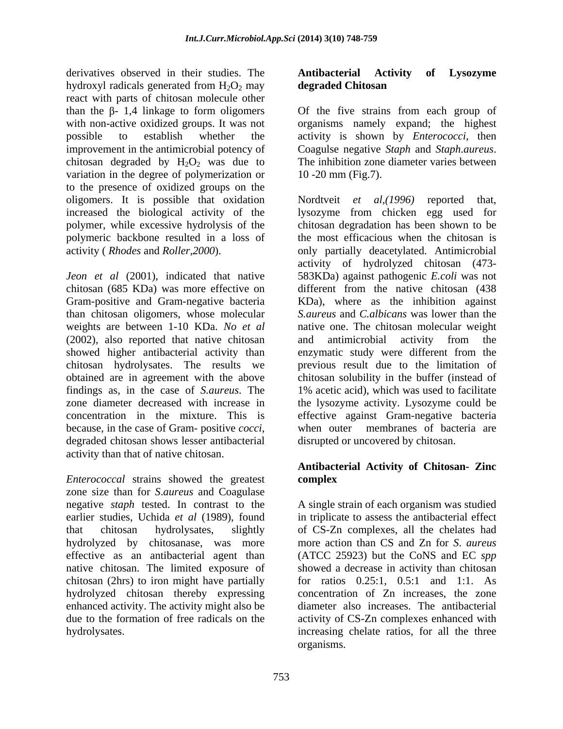derivatives observed in their studies. The hydroxyl radicals generated from $H_2O_2$ may react with parts of chitosan molecule other than the β- 1,4 linkage to form oligomers with non-active oxidized groups. It was not possible to establish whether the improvement in the antimicrobial potency of chitosan degraded by $H_2O_2$ was due to variation in the degree of polymerization or to the presence of oxidized groups on the oligomers. It is possible that oxidation increased the biological activity of the polymer, while excessive hydrolysis of the polymeric backbone resulted in a loss of activity ( *Rhodes* and *Roller*,*2000*).

*Jeon et al* (2001), indicated that native chitosan (685 KDa) was more effective on Gram-positive and Gram-negative bacteria than chitosan oligomers, whose molecular weights are between 1-10 KDa. *No et al* (2002), also reported that native chitosan showed higher antibacterial activity than chitosan hydrolysates. The results we obtained are in agreement with the above findings as, in the case of *S.aureus*. The zone diameter decreased with increase in concentration in the mixture. This is because, in the case of Gram- positive *cocci*, degraded chitosan shows lesser antibacterial activity than that of native chitosan.

*Enterococcal* strains showed the greatest zone size than for *S.aureus* and Coagulase negative *staph* tested. In contrast to the earlier studies, Uchida *et al* (1989), found that chitosan hydrolysates, slightly hydrolyzed by chitosanase, was more effective as an antibacterial agent than native chitosan. The limited exposure of chitosan (2hrs) to iron might have partially hydrolyzed chitosan thereby expressing enhanced activity. The activity might also be due to the formation of free radicals on the hydrolysates.

## Antibacterial Activity of Lysozyme degraded Chitosan

Of the five strains from each group of organisms namely expand; the highest activity is shown by *Enterococci*, then Coagulse negative *Staph* and *Staph.aureus*. The inhibition zone diameter varies between 10 -20 mm (Fig.7).

Nordtveit *et al*,*(1996)* reported that, lysozyme from chicken egg used for chitosan degradation has been shown to be the most efficacious when the chitosan is only partially deacetylated. Antimicrobial activity of hydrolyzed chitosan (473-583KDa) against pathogenic *E.coli* was not different from the native chitosan (438 KDa), where as the inhibition against *S.aureus* and *C.albicans* was lower than the native one. The chitosan molecular weight and antimicrobial activity from the enzymatic study were different from the previous result due to the limitation of chitosan solubility in the buffer (instead of 1% acetic acid), which was used to facilitate the lysozyme activity. Lysozyme could be effective against Gram-negative bacteria when outer membranes of bacteria are disrupted or uncovered by chitosan.

## Antibacterial Activity of Chitosan- Zinc complex

A single strain of each organism was studied in triplicate to assess the antibacterial effect of CS-Zn complexes, all the chelates had more action than CS and Zn for *S. aureus* (ATCC 25923) but the CoNS and EC *spp* showed a decrease in activity than chitosan for ratios 0.25:1, 0.5:1 and 1:1. As concentration of Zn increases, the zone diameter also increases. The antibacterial activity of CS-Zn complexes enhanced with increasing chelate ratios, for all the three organisms.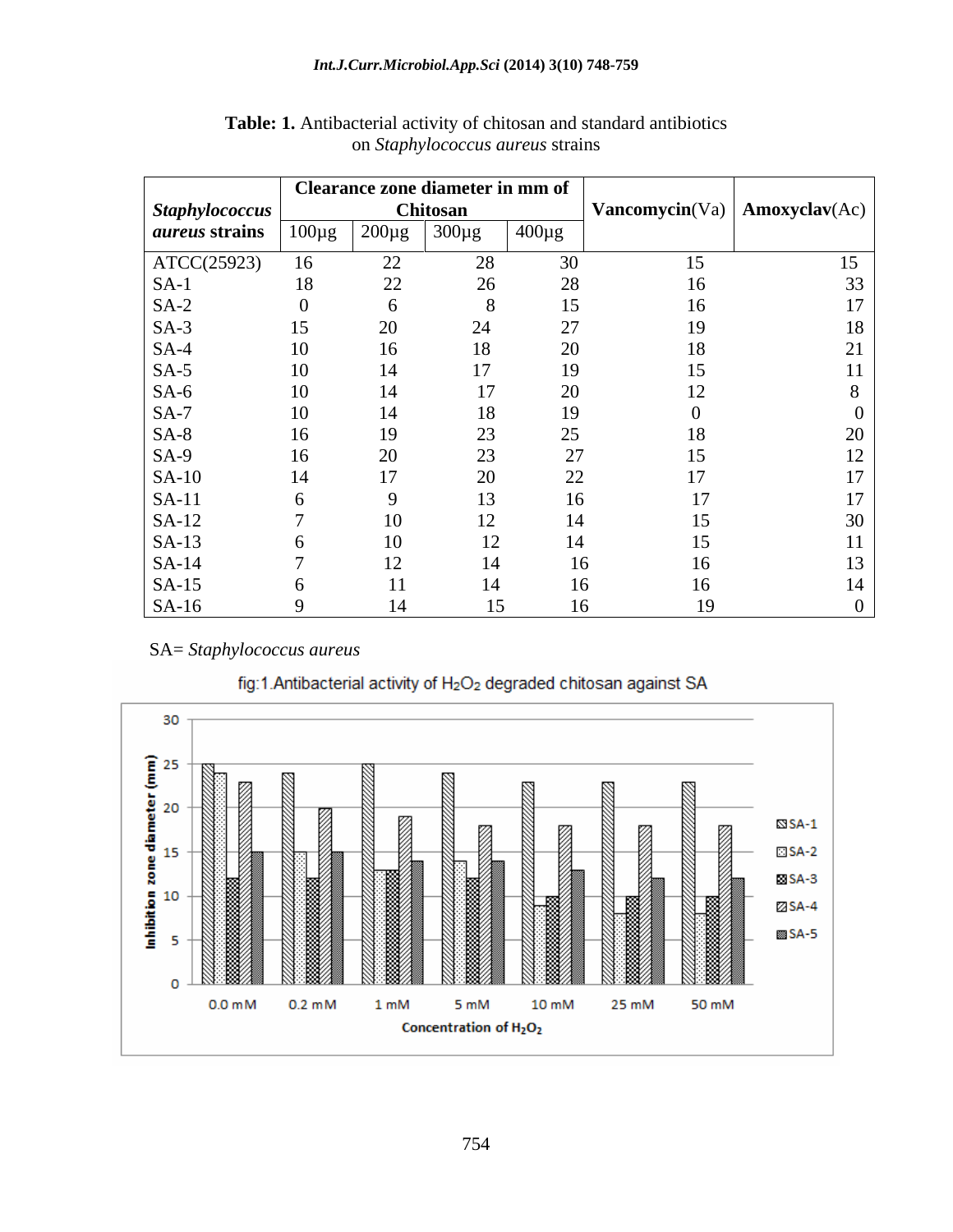**Table: 1.** Antibacterial activity of chitosan and standard antibiotics on *Staphylococcus aureus* strains

| *Staphylococcus aureus* strains | Clearance zone diameter in mm of Chitosan | | | | Vancomycin(Va) | Amoxyclav(Ac) |
|---|---|---|---|---|---|---|
| | 100µg | 200µg | 300µg | 400µg | | |
| ATCC(25923) | 16 | 22 | 28 | 30 | 15 | 15 |
| SA-1 | 18 | 22 | 26 | 28 | 16 | 33 |
| SA-2 | 0 | 6 | 8 | 15 | 16 | 17 |
| SA-3 | 15 | 20 | 24 | 27 | 19 | 18 |
| SA-4 | 10 | 16 | 18 | 20 | 18 | 21 |
| SA-5 | 10 | 14 | 17 | 19 | 15 | 11 |
| SA-6 | 10 | 14 | 17 | 20 | 12 | 8 |
| SA-7 | 10 | 14 | 18 | 19 | 0 | 0 |
| SA-8 | 16 | 19 | 23 | 25 | 18 | 20 |
| SA-9 | 16 | 20 | 23 | 27 | 15 | 12 |
| SA-10 | 14 | 17 | 20 | 22 | 17 | 17 |
| SA-11 | 6 | 9 | 13 | 16 | 17 | 17 |
| SA-12 | 7 | 10 | 12 | 14 | 15 | 30 |
| SA-13 | 6 | 10 | 12 | 14 | 15 | 11 |
| SA-14 | 7 | 12 | 14 | 16 | 16 | 13 |
| SA-15 | 6 | 11 | 14 | 16 | 16 | 14 |
| SA-16 | 9 | 14 | 15 | 16 | 19 | 0 |

SA= *Staphylococcus aureus*

fig:1.Antibacterial activity of $H_2O_2$ degraded chitosan against SA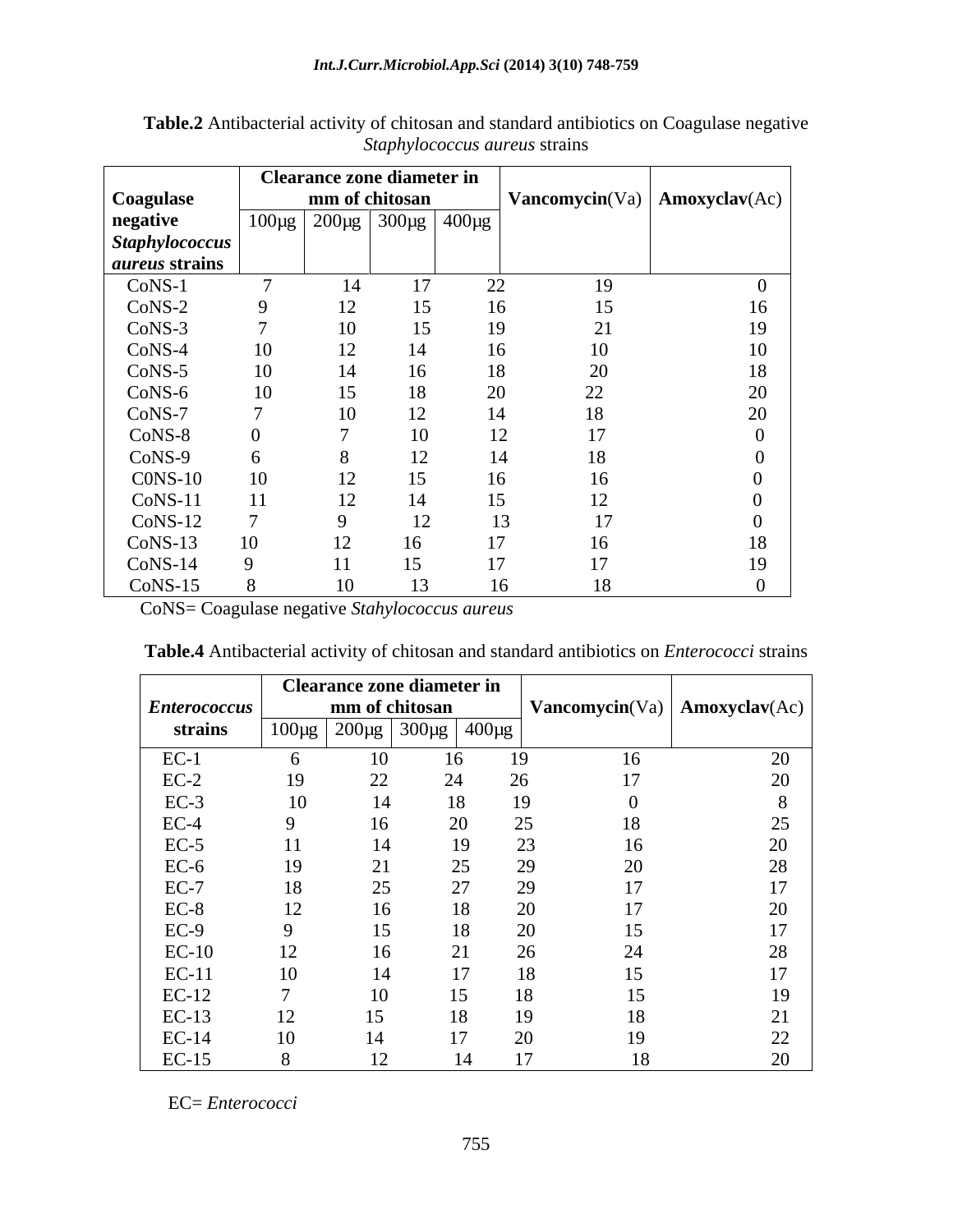**Table.2** Antibacterial activity of chitosan and standard antibiotics on Coagulase negative *Staphylococcus aureus* strains

| Coagulase negative *Staphylococcus aureus* strains | Clearance zone diameter in mm of chitosan | | | | **Vancomycin**(Va) | **Amoxyclav**(Ac) |
|---|---|---|---|---|---|---|
| | 100µg | 200µg | 300µg | 400µg | | |
| CoNS-1 | 7 | 14 | 17 | 22 | 19 | 0 |
| CoNS-2 | 9 | 12 | 15 | 16 | 15 | 16 |
| CoNS-3 | 7 | 10 | 15 | 19 | 21 | 19 |
| CoNS-4 | 10 | 12 | 14 | 16 | 10 | 10 |
| CoNS-5 | 10 | 14 | 16 | 18 | 20 | 18 |
| CoNS-6 | 10 | 15 | 18 | 20 | 22 | 20 |
| CoNS-7 | 7 | 10 | 12 | 14 | 18 | 20 |
| CoNS-8 | 0 | 7 | 10 | 12 | 17 | 0 |
| CoNS-9 | 6 | 8 | 12 | 14 | 18 | 0 |
| C0NS-10 | 10 | 12 | 15 | 16 | 16 | 0 |
| CoNS-11 | 11 | 12 | 14 | 15 | 12 | 0 |
| CoNS-12 | 7 | 9 | 12 | 13 | 17 | 0 |
| CoNS-13 | 10 | 12 | 16 | 17 | 16 | 18 |
| CoNS-14 | 9 | 11 | 15 | 17 | 17 | 19 |
| CoNS-15 | 8 | 10 | 13 | 16 | 18 | 0 |

CoNS= Coagulase negative *Stahylococcus aureus*

**Table.4** Antibacterial activity of chitosan and standard antibiotics on *Enterococci* strains

| *Enterococcus* strains | Clearance zone diameter in mm of chitosan | | | | **Vancomycin**(Va) | **Amoxyclav**(Ac) |
|---|---|---|---|---|---|---|
| | 100µg | 200µg | 300µg | 400µg | | |
| EC-1 | 6 | 10 | 16 | 19 | 16 | 20 |
| EC-2 | 19 | 22 | 24 | 26 | 17 | 20 |
| EC-3 | 10 | 14 | 18 | 19 | 0 | 8 |
| EC-4 | 9 | 16 | 20 | 25 | 18 | 25 |
| EC-5 | 11 | 14 | 19 | 23 | 16 | 20 |
| EC-6 | 19 | 21 | 25 | 29 | 20 | 28 |
| EC-7 | 18 | 25 | 27 | 29 | 17 | 17 |
| EC-8 | 12 | 16 | 18 | 20 | 17 | 20 |
| EC-9 | 9 | 15 | 18 | 20 | 15 | 17 |
| EC-10 | 12 | 16 | 21 | 26 | 24 | 28 |
| EC-11 | 10 | 14 | 17 | 18 | 15 | 17 |
| EC-12 | 7 | 10 | 15 | 18 | 15 | 19 |
| EC-13 | 12 | 15 | 18 | 19 | 18 | 21 |
| EC-14 | 10 | 14 | 17 | 20 | 19 | 22 |
| EC-15 | 8 | 12 | 14 | 17 | 18 | 20 |

EC= *Enterococci*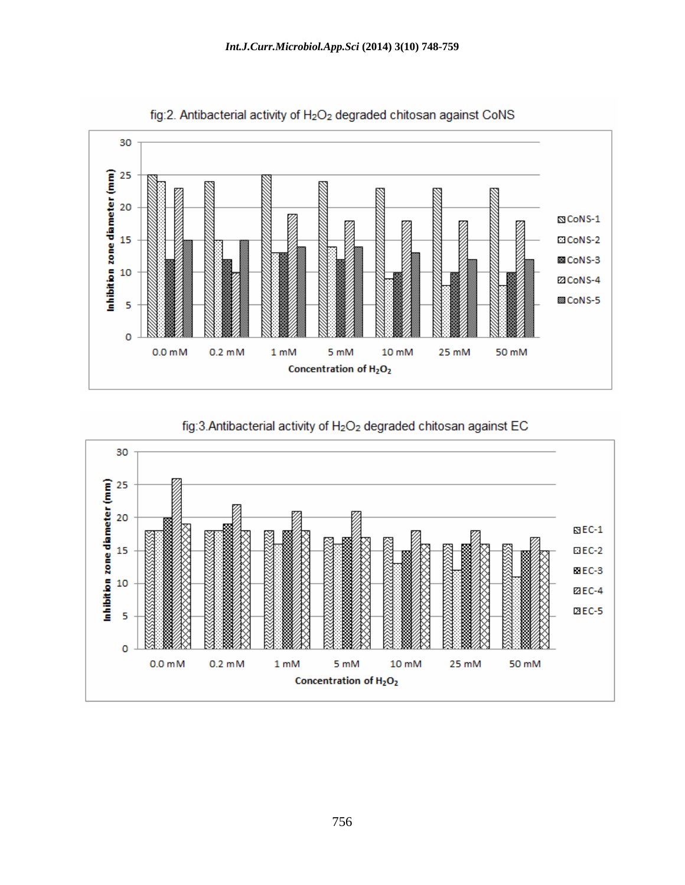fig:2. Antibacterial activity of $H_2O_2$ degraded chitosan against CoNS

fig:3.Antibacterial activity of $H_2O_2$ degraded chitosan against EC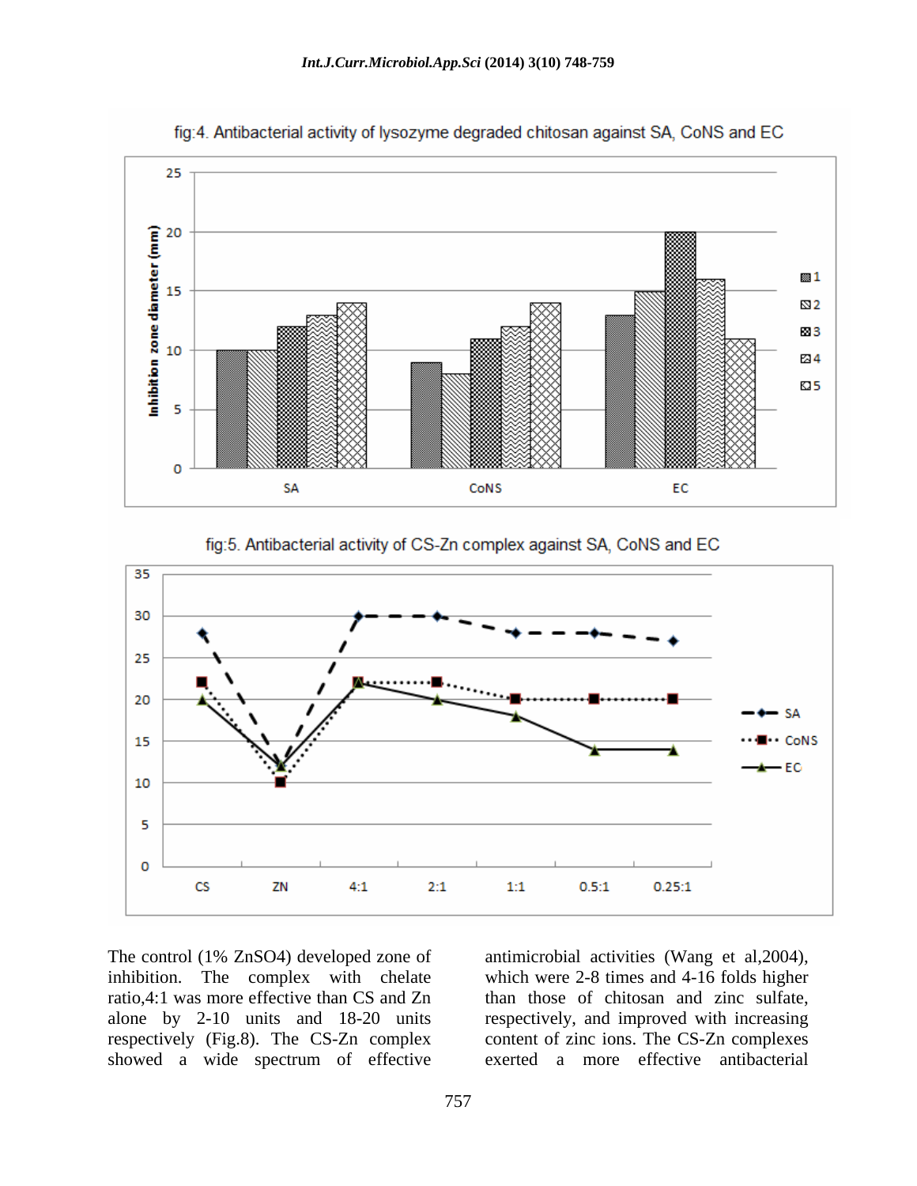fig:4. Antibacterial activity of lysozyme degraded chitosan against SA, CoNS and EC

fig:5. Antibacterial activity of CS-Zn complex against SA, CoNS and EC

The control (1% ZnSO4) developed zone of inhibition. The complex with chelate ratio,4:1 was more effective than CS and Zn alone by 2-10 units and 18-20 units respectively (Fig.8). The CS-Zn complex showed a wide spectrum of effective antimicrobial activities (Wang et al,2004), which were 2-8 times and 4-16 folds higher than those of chitosan and zinc sulfate, respectively, and improved with increasing content of zinc ions. The CS-Zn complexes exerted a more effective antibacterial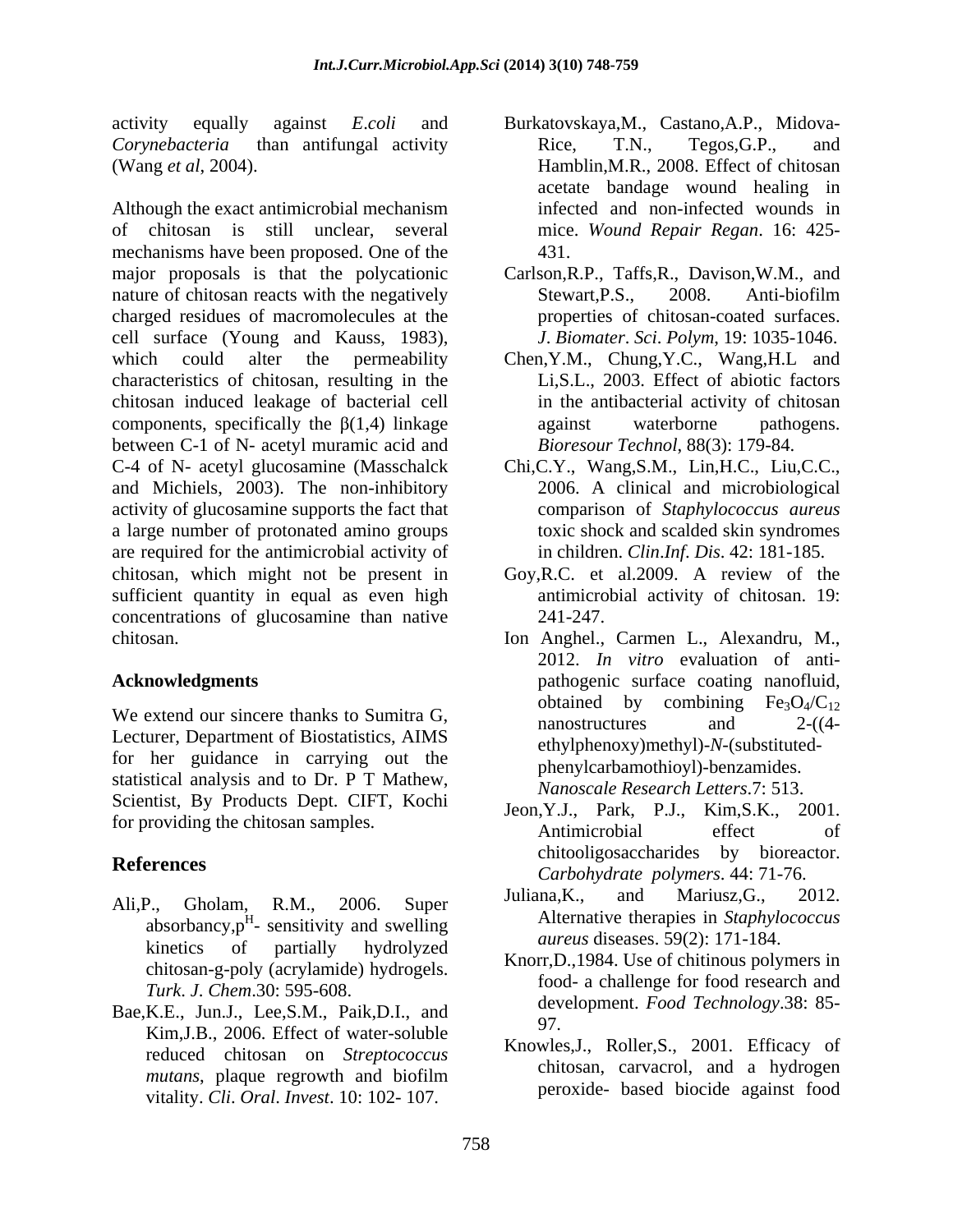activity equally against *E.coli* and *Corynebacteria* than antifungal activity (Wang *et al*, 2004).

Although the exact antimicrobial mechanism of chitosan is still unclear, several mechanisms have been proposed. One of the major proposals is that the polycationic nature of chitosan reacts with the negatively charged residues of macromolecules at the cell surface (Young and Kauss, 1983), which could alter the permeability characteristics of chitosan, resulting in the chitosan induced leakage of bacterial cell components, specifically the β(1,4) linkage between C-1 of N- acetyl muramic acid and C-4 of N- acetyl glucosamine (Masschalck and Michiels, 2003). The non-inhibitory activity of glucosamine supports the fact that a large number of protonated amino groups are required for the antimicrobial activity of chitosan, which might not be present in sufficient quantity in equal as even high concentrations of glucosamine than native chitosan.

## Acknowledgments

We extend our sincere thanks to Sumitra G, Lecturer, Department of Biostatistics, AIMS for her guidance in carrying out the statistical analysis and to Dr. P T Mathew, Scientist, By Products Dept. CIFT, Kochi for providing the chitosan samples.

## References

Ali,P., Gholam, R.M., 2006. Super absorbancy,p$^{H}$- sensitivity and swelling kinetics of partially hydrolyzed chitosan-g-poly (acrylamide) hydrogels. *Turk. J. Chem*.30: 595-608.

Bae,K.E., Jun.J., Lee,S.M., Paik,D.I., and Kim,J.B., 2006. Effect of water-soluble reduced chitosan on *Streptococcus mutans*, plaque regrowth and biofilm vitality. *Cli. Oral. Invest*. 10: 102- 107.

Burkatovskaya,M., Castano,A.P., Midova-Rice, T.N., Tegos,G.P., and Hamblin,M.R., 2008. Effect of chitosan acetate bandage wound healing in infected and non-infected wounds in mice. *Wound Repair Regan*. 16: 425-431.

Carlson,R.P., Taffs,R., Davison,W.M., and Stewart,P.S., 2008. Anti-biofilm properties of chitosan-coated surfaces. *J. Biomater. Sci. Polym*, 19: 1035-1046.

Chen,Y.M., Chung,Y.C., Wang,H.L and Li,S.L., 2003. Effect of abiotic factors in the antibacterial activity of chitosan against waterborne pathogens. *Bioresour Technol*, 88(3): 179-84.

Chi,C.Y., Wang,S.M., Lin,H.C., Liu,C.C., 2006. A clinical and microbiological comparison of *Staphylococcus aureus* toxic shock and scalded skin syndromes in children. *Clin.Inf. Dis*. 42: 181-185.

Goy,R.C. et al.2009. A review of the antimicrobial activity of chitosan. 19: 241-247.

Ion Anghel., Carmen L., Alexandru, M., 2012. *In vitro* evaluation of anti-pathogenic surface coating nanofluid, obtained by combining $Fe_3O_4/C_{12}$ nanostructures and 2-((4-ethylphenoxy)methyl)-*N*-(substituted-phenylcarbamothioyl)-benzamides. *Nanoscale Research Letters*.7: 513.

Jeon,Y.J., Park, P.J., Kim,S.K., 2001. Antimicrobial effect of chitooligosaccharides by bioreactor. *Carbohydrate polymers*. 44: 71-76.

Juliana,K., and Mariusz,G., 2012. Alternative therapies in *Staphylococcus aureus* diseases. 59(2): 171-184.

Knorr,D.,1984. Use of chitinous polymers in food- a challenge for food research and development. *Food Technology*.38: 85-97.

Knowles,J., Roller,S., 2001. Efficacy of chitosan, carvacrol, and a hydrogen peroxide- based biocide against food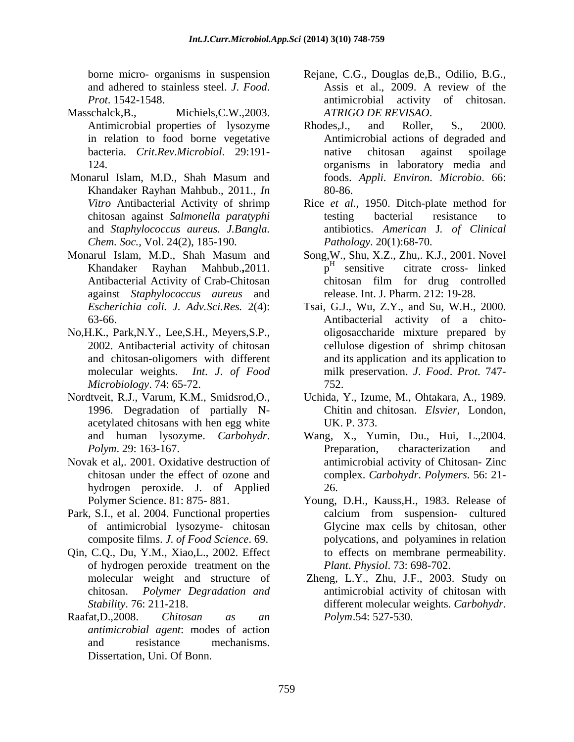borne micro- organisms in suspension and adhered to stainless steel. *J. Food. Prot*. 1542-1548.

Masschalck,B., Michiels,C.W.,2003. Antimicrobial properties of lysozyme in relation to food borne vegetative bacteria. *Crit.Rev.Microbiol*. 29:191-124.

Monarul Islam, M.D., Shah Masum and Khandaker Rayhan Mahbub., 2011., *In Vitro* Antibacterial Activity of shrimp chitosan against *Salmonella paratyphi* and *Staphylococcus aureus. J.Bangla. Chem. Soc.,* Vol. 24(2), 185-190.

Monarul Islam, M.D., Shah Masum and Khandaker Rayhan Mahbub.,2011. Antibacterial Activity of Crab-Chitosan against *Staphylococcus aureus* and *Escherichia coli. J. Adv.Sci.Res.* 2(4): 63-66.

No,H.K., Park,N.Y., Lee,S.H., Meyers,S.P., 2002. Antibacterial activity of chitosan and chitosan-oligomers with different molecular weights. *Int. J. of Food Microbiology*. 74: 65-72.

Nordtveit, R.J., Varum, K.M., Smidsrod,O., 1996. Degradation of partially N-acetylated chitosans with hen egg white and human lysozyme. *Carbohydr. Polym*. 29: 163-167.

Novak et al,. 2001. Oxidative destruction of chitosan under the effect of ozone and hydrogen peroxide. J. of Applied Polymer Science. 81: 875- 881.

Park, S.I., et al. 2004. Functional properties of antimicrobial lysozyme- chitosan composite films. *J. of Food Science*. 69.

Qin, C.Q., Du, Y.M., Xiao,L., 2002. Effect of hydrogen peroxide treatment on the molecular weight and structure of chitosan. *Polymer Degradation and Stability*. 76: 211-218.

Raafat,D.,2008. *Chitosan as an antimicrobial agent*: modes of action and resistance mechanisms. Dissertation, Uni. Of Bonn.

Rejane, C.G., Douglas de,B., Odilio, B.G., Assis et al., 2009. A review of the antimicrobial activity of chitosan. *ATRIGO DE REVISAO*.

Rhodes,J., and Roller, S., 2000. Antimicrobial actions of degraded and native chitosan against spoilage organisms in laboratory media and foods. *Appli. Environ. Microbio*. 66: 80-86.

Rice *et al.,* 1950. Ditch-plate method for testing bacterial resistance to antibiotics. *American* J*. of Clinical Pathology*. 20(1):68-70.

Song,W., Shu, X.Z., Zhu,. K.J., 2001. Novel $p^H$ sensitive citrate cross- linked chitosan film for drug controlled release. Int. J. Pharm. 212: 19-28.

Tsai, G.J., Wu, Z.Y., and Su, W.H., 2000. Antibacterial activity of a chito-oligosaccharide mixture prepared by cellulose digestion of shrimp chitosan and its application and its application to milk preservation. *J. Food. Prot*. 747-752.

Uchida, Y., Izume, M., Ohtakara, A., 1989. Chitin and chitosan. *Elsvier*, London, UK. P. 373.

Wang, X., Yumin, Du., Hui, L.,2004. Preparation, characterization and antimicrobial activity of Chitosan- Zinc complex. *Carbohydr. Polymers*. 56: 21-26.

Young, D.H., Kauss,H., 1983. Release of calcium from suspension- cultured Glycine max cells by chitosan, other polycations, and polyamines in relation to effects on membrane permeability. *Plant. Physiol*. 73: 698-702.

Zheng, L.Y., Zhu, J.F., 2003. Study on antimicrobial activity of chitosan with different molecular weights. *Carbohydr. Polym*.54: 527-530.